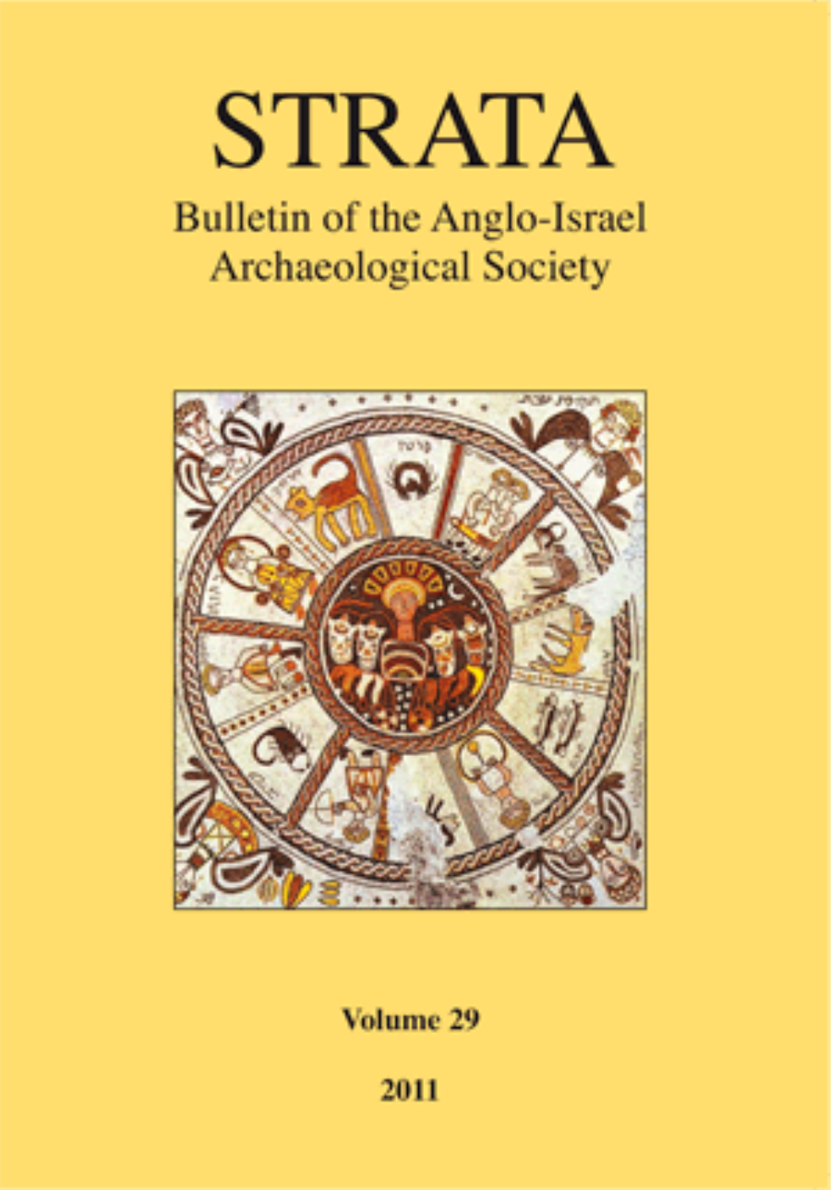# STRATA

## Bulletin of the Anglo-Israel Archaeological Society

**Volume 29**

**2011**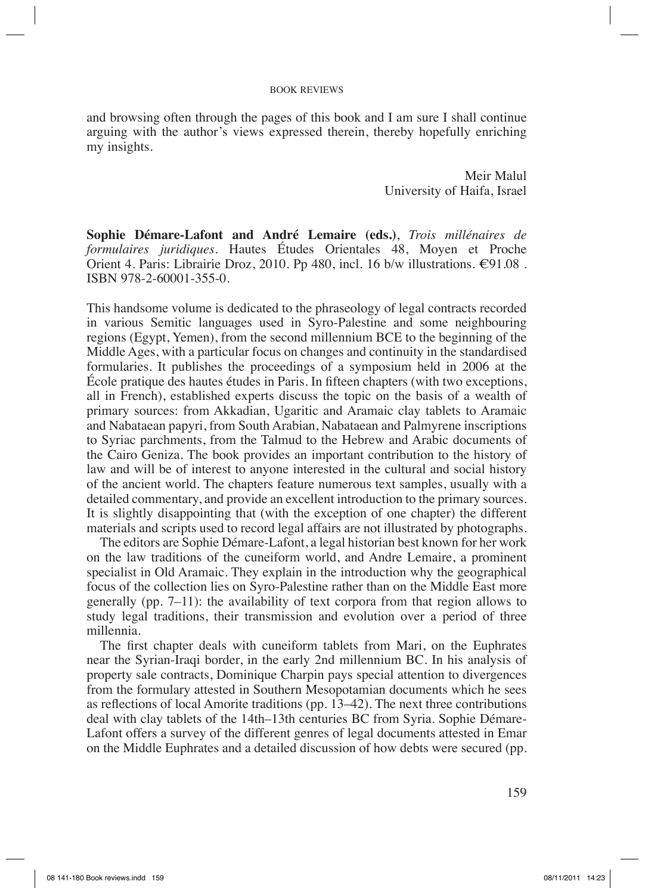and browsing often through the pages of this book and I am sure I shall continue arguing with the author's views expressed therein, thereby hopefully enriching my insights.

Meir Malul
University of Haifa, Israel

**Sophie Démare-Lafont and André Lemaire (eds.)**, *Trois millénaires de formulaires juridiques*. Hautes Études Orientales 48, Moyen et Proche Orient 4. Paris: Librairie Droz, 2010. Pp 480, incl. 16 b/w illustrations. €91.08 . ISBN 978-2-60001-355-0.

This handsome volume is dedicated to the phraseology of legal contracts recorded in various Semitic languages used in Syro-Palestine and some neighbouring regions (Egypt, Yemen), from the second millennium BCE to the beginning of the Middle Ages, with a particular focus on changes and continuity in the standardised formularies. It publishes the proceedings of a symposium held in 2006 at the École pratique des hautes études in Paris. In fifteen chapters (with two exceptions, all in French), established experts discuss the topic on the basis of a wealth of primary sources: from Akkadian, Ugaritic and Aramaic clay tablets to Aramaic and Nabataean papyri, from South Arabian, Nabataean and Palmyrene inscriptions to Syriac parchments, from the Talmud to the Hebrew and Arabic documents of the Cairo Geniza. The book provides an important contribution to the history of law and will be of interest to anyone interested in the cultural and social history of the ancient world. The chapters feature numerous text samples, usually with a detailed commentary, and provide an excellent introduction to the primary sources. It is slightly disappointing that (with the exception of one chapter) the different materials and scripts used to record legal affairs are not illustrated by photographs.

The editors are Sophie Démare-Lafont, a legal historian best known for her work on the law traditions of the cuneiform world, and Andre Lemaire, a prominent specialist in Old Aramaic. They explain in the introduction why the geographical focus of the collection lies on Syro-Palestine rather than on the Middle East more generally (pp. 7–11): the availability of text corpora from that region allows to study legal traditions, their transmission and evolution over a period of three millennia.

The first chapter deals with cuneiform tablets from Mari, on the Euphrates near the Syrian-Iraqi border, in the early 2nd millennium BC. In his analysis of property sale contracts, Dominique Charpin pays special attention to divergences from the formulary attested in Southern Mesopotamian documents which he sees as reflections of local Amorite traditions (pp. 13–42). The next three contributions deal with clay tablets of the 14th–13th centuries BC from Syria. Sophie Démare-Lafont offers a survey of the different genres of legal documents attested in Emar on the Middle Euphrates and a detailed discussion of how debts were secured (pp.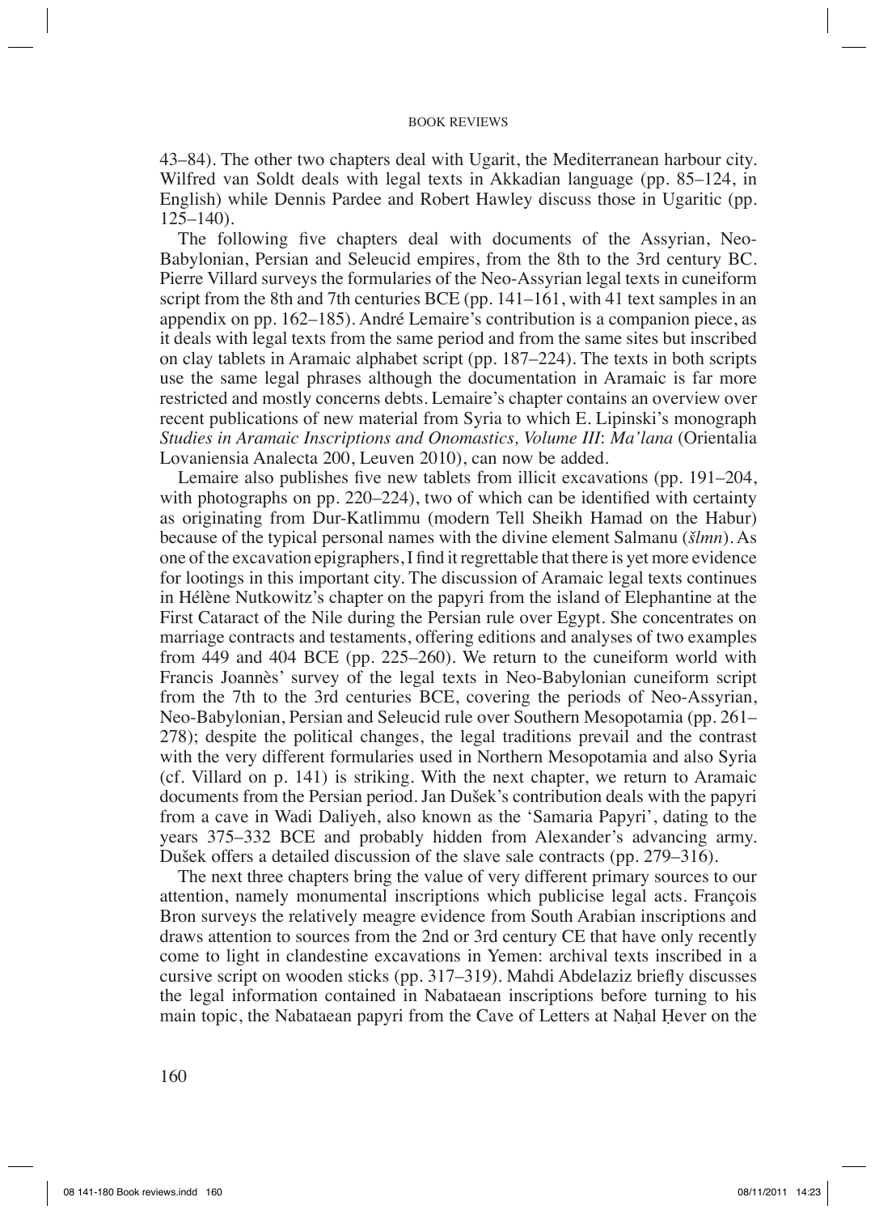43–84). The other two chapters deal with Ugarit, the Mediterranean harbour city. Wilfred van Soldt deals with legal texts in Akkadian language (pp. 85–124, in English) while Dennis Pardee and Robert Hawley discuss those in Ugaritic (pp. 125–140).

The following five chapters deal with documents of the Assyrian, Neo-Babylonian, Persian and Seleucid empires, from the 8th to the 3rd century BC. Pierre Villard surveys the formularies of the Neo-Assyrian legal texts in cuneiform script from the 8th and 7th centuries BCE (pp. 141–161, with 41 text samples in an appendix on pp. 162–185). André Lemaire's contribution is a companion piece, as it deals with legal texts from the same period and from the same sites but inscribed on clay tablets in Aramaic alphabet script (pp. 187–224). The texts in both scripts use the same legal phrases although the documentation in Aramaic is far more restricted and mostly concerns debts. Lemaire's chapter contains an overview over recent publications of new material from Syria to which E. Lipinski's monograph *Studies in Aramaic Inscriptions and Onomastics, Volume III*: *Ma'lana* (Orientalia Lovaniensia Analecta 200, Leuven 2010), can now be added.

Lemaire also publishes five new tablets from illicit excavations (pp. 191–204, with photographs on pp. 220–224), two of which can be identified with certainty as originating from Dur-Katlimmu (modern Tell Sheikh Hamad on the Habur) because of the typical personal names with the divine element Salmanu (*šlmn*). As one of the excavation epigraphers, I find it regrettable that there is yet more evidence for lootings in this important city. The discussion of Aramaic legal texts continues in Hélène Nutkowitz's chapter on the papyri from the island of Elephantine at the First Cataract of the Nile during the Persian rule over Egypt. She concentrates on marriage contracts and testaments, offering editions and analyses of two examples from 449 and 404 BCE (pp. 225–260). We return to the cuneiform world with Francis Joannès' survey of the legal texts in Neo-Babylonian cuneiform script from the 7th to the 3rd centuries BCE, covering the periods of Neo-Assyrian, Neo-Babylonian, Persian and Seleucid rule over Southern Mesopotamia (pp. 261–278); despite the political changes, the legal traditions prevail and the contrast with the very different formularies used in Northern Mesopotamia and also Syria (cf. Villard on p. 141) is striking. With the next chapter, we return to Aramaic documents from the Persian period. Jan Dušek's contribution deals with the papyri from a cave in Wadi Daliyeh, also known as the 'Samaria Papyri', dating to the years 375–332 BCE and probably hidden from Alexander's advancing army. Dušek offers a detailed discussion of the slave sale contracts (pp. 279–316).

The next three chapters bring the value of very different primary sources to our attention, namely monumental inscriptions which publicise legal acts. François Bron surveys the relatively meagre evidence from South Arabian inscriptions and draws attention to sources from the 2nd or 3rd century CE that have only recently come to light in clandestine excavations in Yemen: archival texts inscribed in a cursive script on wooden sticks (pp. 317–319). Mahdi Abdelaziz briefly discusses the legal information contained in Nabataean inscriptions before turning to his main topic, the Nabataean papyri from the Cave of Letters at Naḥal Ḥever on the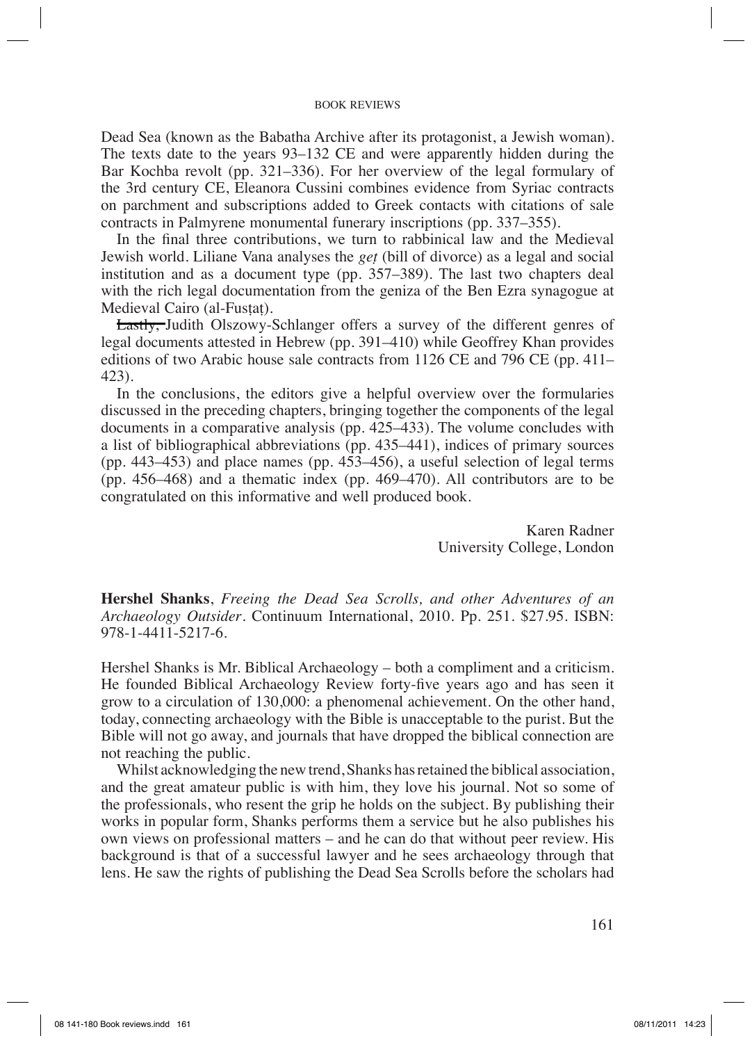Dead Sea (known as the Babatha Archive after its protagonist, a Jewish woman). The texts date to the years 93–132 CE and were apparently hidden during the Bar Kochba revolt (pp. 321–336). For her overview of the legal formulary of the 3rd century CE, Eleanora Cussini combines evidence from Syriac contracts on parchment and subscriptions added to Greek contacts with citations of sale contracts in Palmyrene monumental funerary inscriptions (pp. 337–355).

In the final three contributions, we turn to rabbinical law and the Medieval Jewish world. Liliane Vana analyses the *geṭ* (bill of divorce) as a legal and social institution and as a document type (pp. 357–389). The last two chapters deal with the rich legal documentation from the geniza of the Ben Ezra synagogue at Medieval Cairo (al-Fusṭaṭ).

~~Lastly,~~ Judith Olszowy-Schlanger offers a survey of the different genres of legal documents attested in Hebrew (pp. 391–410) while Geoffrey Khan provides editions of two Arabic house sale contracts from 1126 CE and 796 CE (pp. 411–423).

In the conclusions, the editors give a helpful overview over the formularies discussed in the preceding chapters, bringing together the components of the legal documents in a comparative analysis (pp. 425–433). The volume concludes with a list of bibliographical abbreviations (pp. 435–441), indices of primary sources (pp. 443–453) and place names (pp. 453–456), a useful selection of legal terms (pp. 456–468) and a thematic index (pp. 469–470). All contributors are to be congratulated on this informative and well produced book.

Karen Radner
University College, London

**Hershel Shanks**, *Freeing the Dead Sea Scrolls, and other Adventures of an Archaeology Outsider*. Continuum International, 2010. Pp. 251. $27.95. ISBN: 978-1-4411-5217-6.

Hershel Shanks is Mr. Biblical Archaeology – both a compliment and a criticism. He founded Biblical Archaeology Review forty-five years ago and has seen it grow to a circulation of 130,000: a phenomenal achievement. On the other hand, today, connecting archaeology with the Bible is unacceptable to the purist. But the Bible will not go away, and journals that have dropped the biblical connection are not reaching the public.

Whilst acknowledging the new trend, Shanks has retained the biblical association, and the great amateur public is with him, they love his journal. Not so some of the professionals, who resent the grip he holds on the subject. By publishing their works in popular form, Shanks performs them a service but he also publishes his own views on professional matters – and he can do that without peer review. His background is that of a successful lawyer and he sees archaeology through that lens. He saw the rights of publishing the Dead Sea Scrolls before the scholars had